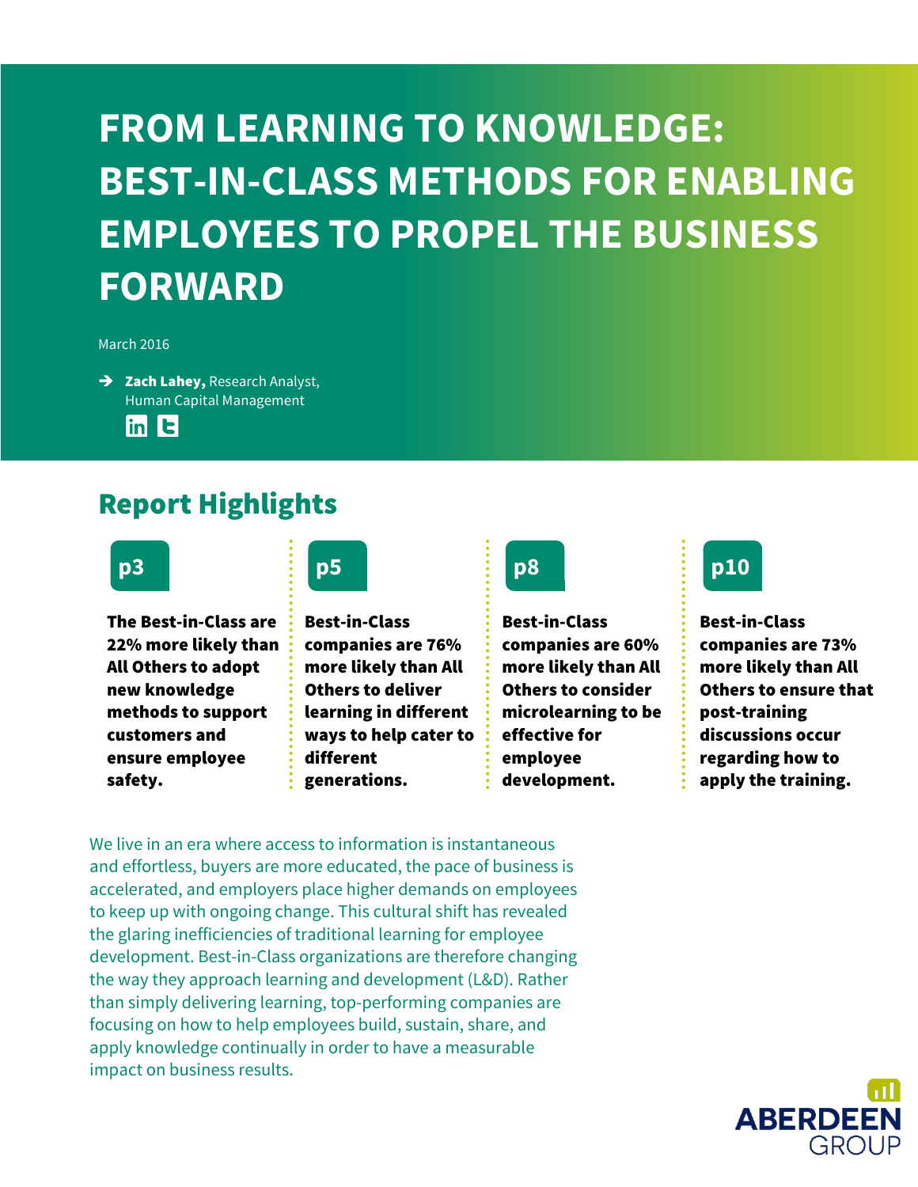# FROM LEARNING TO KNOWLEDGE: BEST-IN-CLASS METHODS FOR ENABLING EMPLOYEES TO PROPEL THE BUSINESS FORWARD

March 2016

→ **Zach Lahey,** Research Analyst, Human Capital Management

## Report Highlights

**p3**

**The Best-in-Class are 22% more likely than All Others to adopt new knowledge methods to support customers and ensure employee safety.**

**p5**

**Best-in-Class companies are 76% more likely than All Others to deliver learning in different ways to help cater to different generations.**

**p8**

**Best-in-Class companies are 60% more likely than All Others to consider microlearning to be effective for employee development.**

**p10**

**Best-in-Class companies are 73% more likely than All Others to ensure that post-training discussions occur regarding how to apply the training.**

We live in an era where access to information is instantaneous and effortless, buyers are more educated, the pace of business is accelerated, and employers place higher demands on employees to keep up with ongoing change. This cultural shift has revealed the glaring inefficiencies of traditional learning for employee development. Best-in-Class organizations are therefore changing the way they approach learning and development (L&D). Rather than simply delivering learning, top-performing companies are focusing on how to help employees build, sustain, share, and apply knowledge continually in order to have a measurable impact on business results.

ABERDEEN GROUP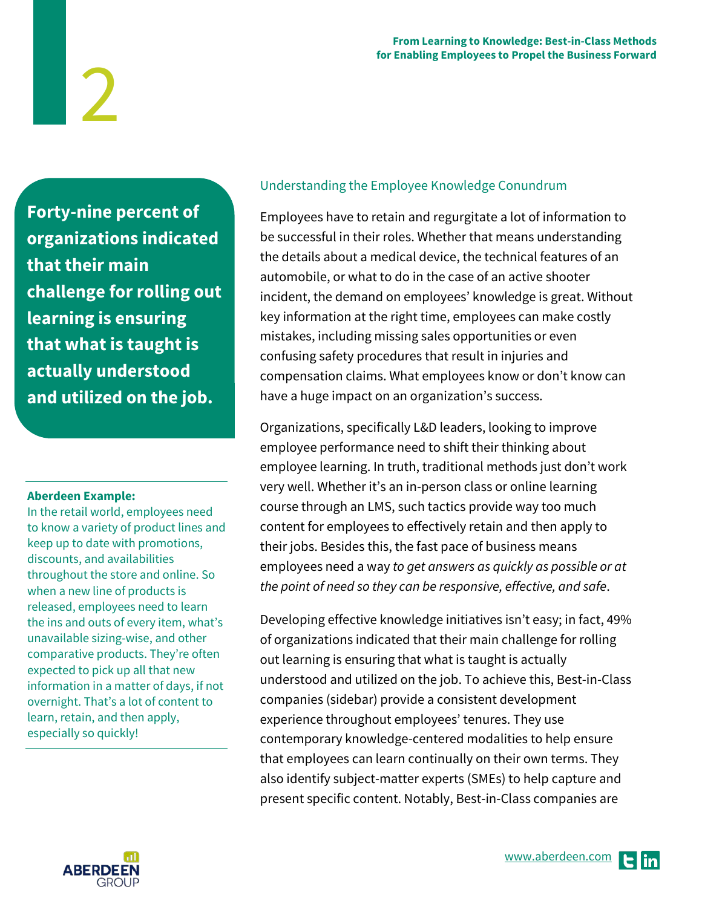**Forty-nine percent of organizations indicated that their main challenge for rolling out learning is ensuring that what is taught is actually understood and utilized on the job.**

**Aberdeen Example:**
In the retail world, employees need to know a variety of product lines and keep up to date with promotions, discounts, and availabilities throughout the store and online. So when a new line of products is released, employees need to learn the ins and outs of every item, what's unavailable sizing-wise, and other comparative products. They're often expected to pick up all that new information in a matter of days, if not overnight. That's a lot of content to learn, retain, and then apply, especially so quickly!

## Understanding the Employee Knowledge Conundrum

Employees have to retain and regurgitate a lot of information to be successful in their roles. Whether that means understanding the details about a medical device, the technical features of an automobile, or what to do in the case of an active shooter incident, the demand on employees' knowledge is great. Without key information at the right time, employees can make costly mistakes, including missing sales opportunities or even confusing safety procedures that result in injuries and compensation claims. What employees know or don't know can have a huge impact on an organization's success.

Organizations, specifically L&D leaders, looking to improve employee performance need to shift their thinking about employee learning. In truth, traditional methods just don't work very well. Whether it's an in-person class or online learning course through an LMS, such tactics provide way too much content for employees to effectively retain and then apply to their jobs. Besides this, the fast pace of business means employees need a way *to get answers as quickly as possible or at the point of need so they can be responsive, effective, and safe*.

Developing effective knowledge initiatives isn't easy; in fact, 49% of organizations indicated that their main challenge for rolling out learning is ensuring that what is taught is actually understood and utilized on the job. To achieve this, Best-in-Class companies (sidebar) provide a consistent development experience throughout employees' tenures. They use contemporary knowledge-centered modalities to help ensure that employees can learn continually on their own terms. They also identify subject-matter experts (SMEs) to help capture and present specific content. Notably, Best-in-Class companies are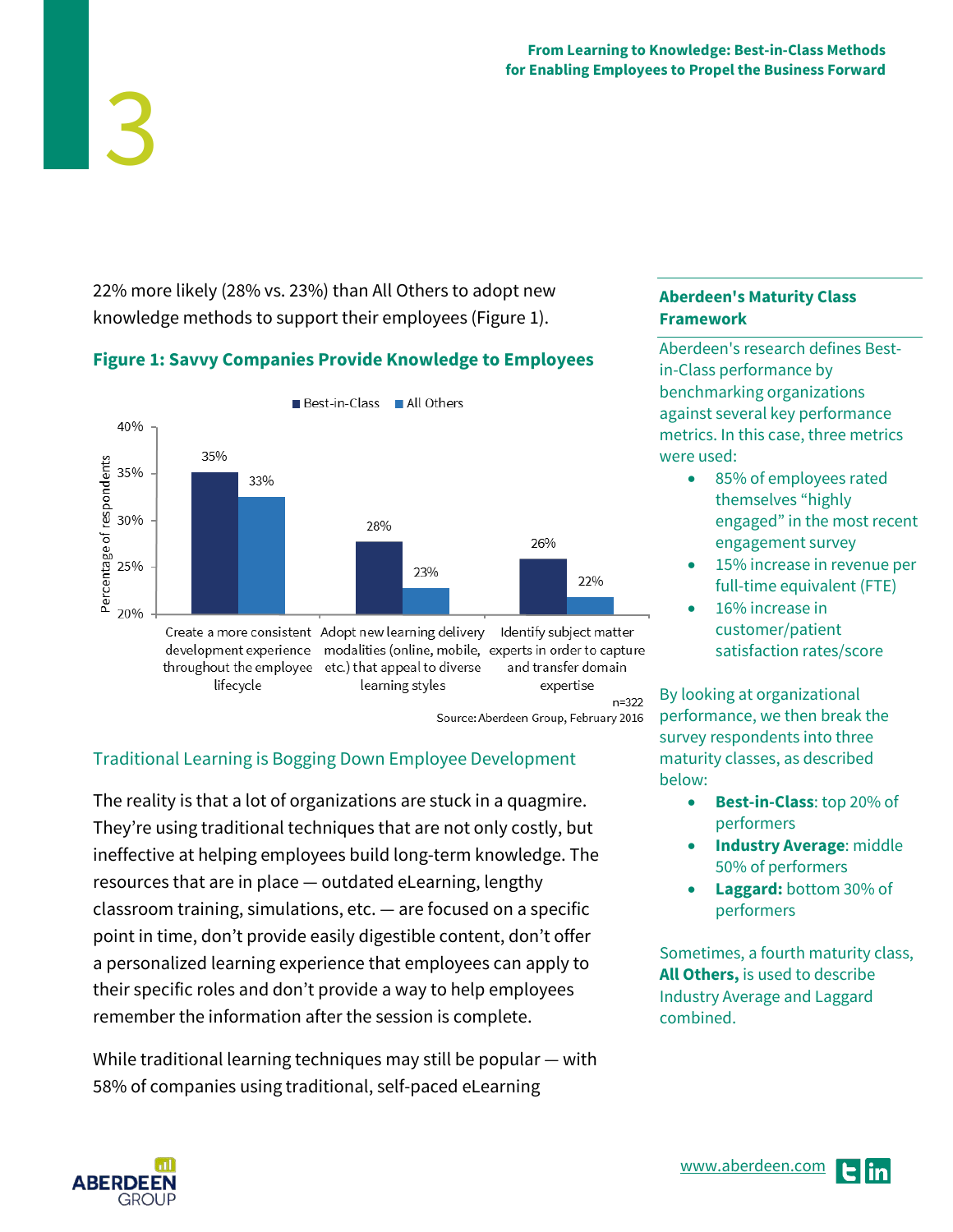22% more likely (28% vs. 23%) than All Others to adopt new knowledge methods to support their employees (Figure 1).

**Figure 1: Savvy Companies Provide Knowledge to Employees**

| | Best-in-Class | All Others |
|---|---|---|
| Create a more consistent development experience throughout the employee lifecycle | 35% | 33% |
| Adopt new learning delivery modalities (online, mobile, etc.) that appeal to diverse learning styles | 28% | 23% |
| Identify subject matter experts in order to capture and transfer domain expertise | 26% | 22% |

n=322

Source: Aberdeen Group, February 2016

## Traditional Learning is Bogging Down Employee Development

The reality is that a lot of organizations are stuck in a quagmire. They're using traditional techniques that are not only costly, but ineffective at helping employees build long-term knowledge. The resources that are in place — outdated eLearning, lengthy classroom training, simulations, etc. — are focused on a specific point in time, don't provide easily digestible content, don't offer a personalized learning experience that employees can apply to their specific roles and don't provide a way to help employees remember the information after the session is complete.

While traditional learning techniques may still be popular — with 58% of companies using traditional, self-paced eLearning

**Aberdeen's Maturity Class Framework**

Aberdeen's research defines Best-in-Class performance by benchmarking organizations against several key performance metrics. In this case, three metrics were used:

- 85% of employees rated themselves "highly engaged" in the most recent engagement survey
- 15% increase in revenue per full-time equivalent (FTE)
- 16% increase in customer/patient satisfaction rates/score

By looking at organizational performance, we then break the survey respondents into three maturity classes, as described below:

- **Best-in-Class**: top 20% of performers
- **Industry Average**: middle 50% of performers
- **Laggard:** bottom 30% of performers

Sometimes, a fourth maturity class, **All Others,** is used to describe Industry Average and Laggard combined.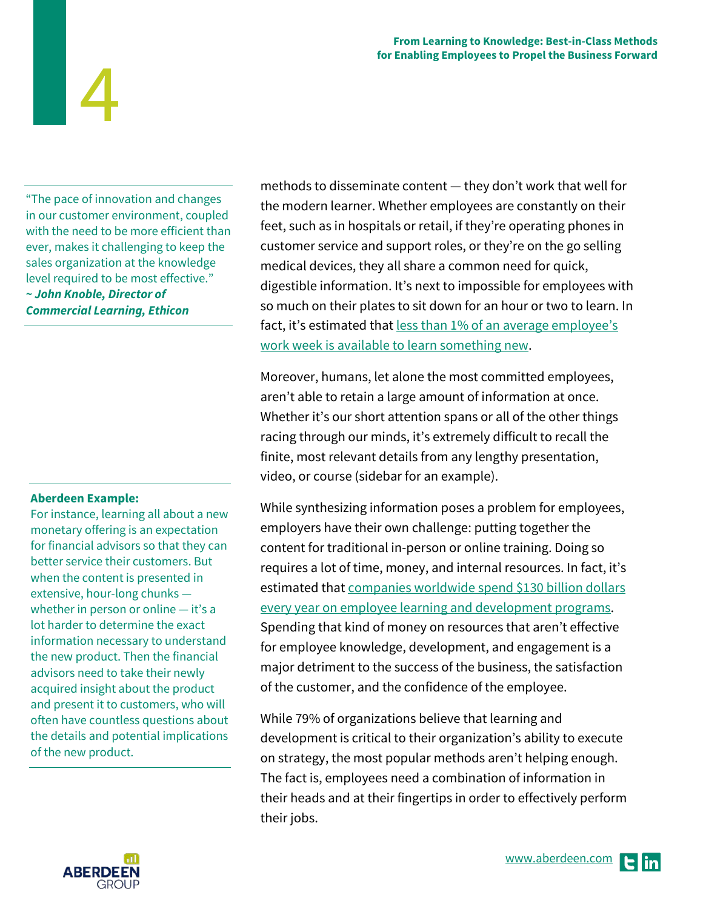> "The pace of innovation and changes in our customer environment, coupled with the need to be more efficient than ever, makes it challenging to keep the sales organization at the knowledge level required to be most effective."
> ***~ John Knoble, Director of Commercial Learning, Ethicon***

methods to disseminate content — they don't work that well for the modern learner. Whether employees are constantly on their feet, such as in hospitals or retail, if they're operating phones in customer service and support roles, or they're on the go selling medical devices, they all share a common need for quick, digestible information. It's next to impossible for employees with so much on their plates to sit down for an hour or two to learn. In fact, it's estimated that less than 1% of an average employee's work week is available to learn something new.

Moreover, humans, let alone the most committed employees, aren't able to retain a large amount of information at once. Whether it's our short attention spans or all of the other things racing through our minds, it's extremely difficult to recall the finite, most relevant details from any lengthy presentation, video, or course (sidebar for an example).

> **Aberdeen Example:**
> For instance, learning all about a new monetary offering is an expectation for financial advisors so that they can better service their customers. But when the content is presented in extensive, hour-long chunks — whether in person or online — it's a lot harder to determine the exact information necessary to understand the new product. Then the financial advisors need to take their newly acquired insight about the product and present it to customers, who will often have countless questions about the details and potential implications of the new product.

While synthesizing information poses a problem for employees, employers have their own challenge: putting together the content for traditional in-person or online training. Doing so requires a lot of time, money, and internal resources. In fact, it's estimated that companies worldwide spend $130 billion dollars every year on employee learning and development programs. Spending that kind of money on resources that aren't effective for employee knowledge, development, and engagement is a major detriment to the success of the business, the satisfaction of the customer, and the confidence of the employee.

While 79% of organizations believe that learning and development is critical to their organization's ability to execute on strategy, the most popular methods aren't helping enough. The fact is, employees need a combination of information in their heads and at their fingertips in order to effectively perform their jobs.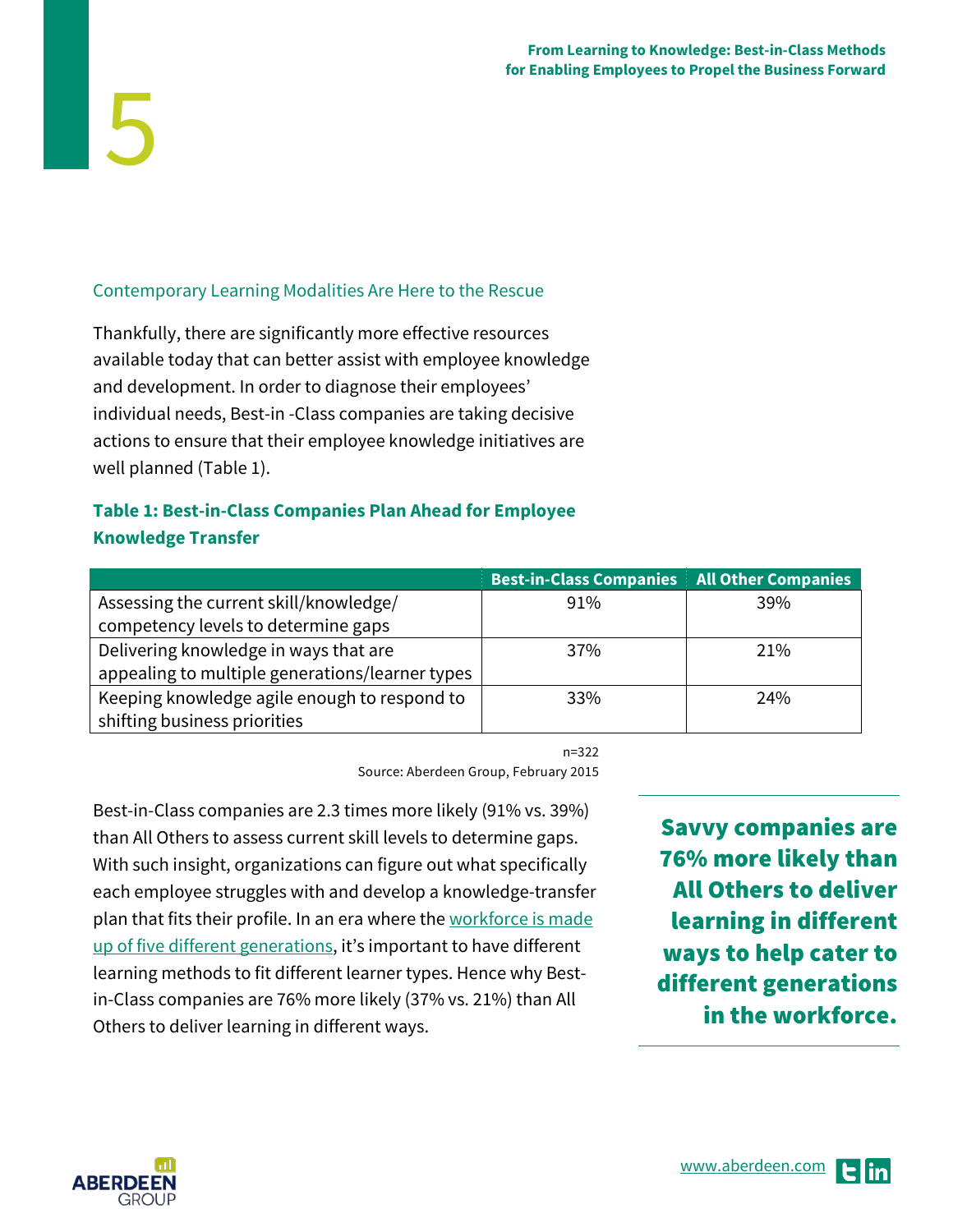## Contemporary Learning Modalities Are Here to the Rescue

Thankfully, there are significantly more effective resources available today that can better assist with employee knowledge and development. In order to diagnose their employees' individual needs, Best-in -Class companies are taking decisive actions to ensure that their employee knowledge initiatives are well planned (Table 1).

**Table 1: Best-in-Class Companies Plan Ahead for Employee Knowledge Transfer**

| | Best-in-Class Companies | All Other Companies |
|---|---|---|
| Assessing the current skill/knowledge/ competency levels to determine gaps | 91% | 39% |
| Delivering knowledge in ways that are appealing to multiple generations/learner types | 37% | 21% |
| Keeping knowledge agile enough to respond to shifting business priorities | 33% | 24% |

n=322

Source: Aberdeen Group, February 2015

Best-in-Class companies are 2.3 times more likely (91% vs. 39%) than All Others to assess current skill levels to determine gaps. With such insight, organizations can figure out what specifically each employee struggles with and develop a knowledge-transfer plan that fits their profile. In an era where the workforce is made up of five different generations, it's important to have different learning methods to fit different learner types. Hence why Best-in-Class companies are 76% more likely (37% vs. 21%) than All Others to deliver learning in different ways.

**Savvy companies are 76% more likely than All Others to deliver learning in different ways to help cater to different generations in the workforce.**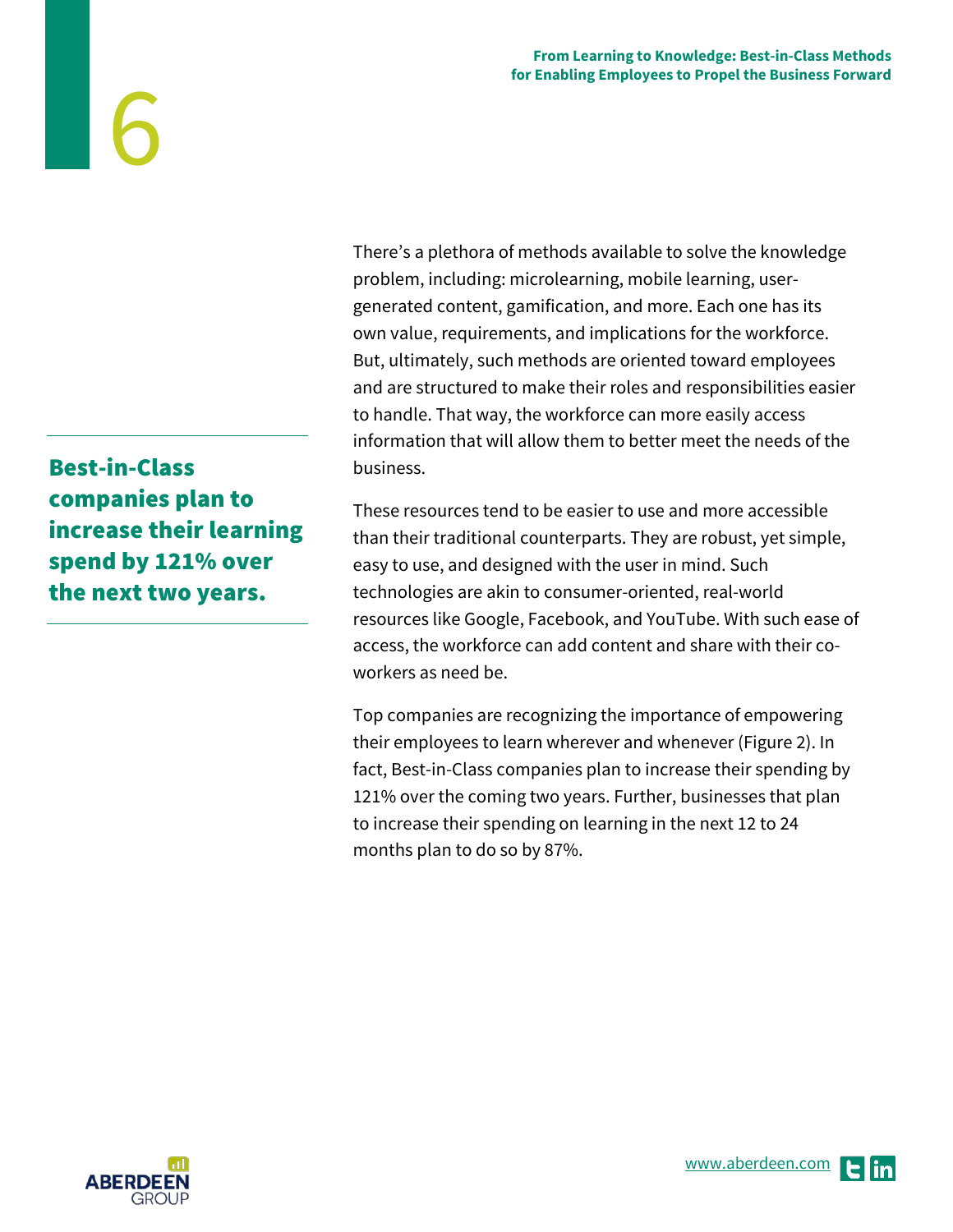**Best-in-Class companies plan to increase their learning spend by 121% over the next two years.**

There's a plethora of methods available to solve the knowledge problem, including: microlearning, mobile learning, user-generated content, gamification, and more. Each one has its own value, requirements, and implications for the workforce. But, ultimately, such methods are oriented toward employees and are structured to make their roles and responsibilities easier to handle. That way, the workforce can more easily access information that will allow them to better meet the needs of the business.

These resources tend to be easier to use and more accessible than their traditional counterparts. They are robust, yet simple, easy to use, and designed with the user in mind. Such technologies are akin to consumer-oriented, real-world resources like Google, Facebook, and YouTube. With such ease of access, the workforce can add content and share with their co-workers as need be.

Top companies are recognizing the importance of empowering their employees to learn wherever and whenever (Figure 2). In fact, Best-in-Class companies plan to increase their spending by 121% over the coming two years. Further, businesses that plan to increase their spending on learning in the next 12 to 24 months plan to do so by 87%.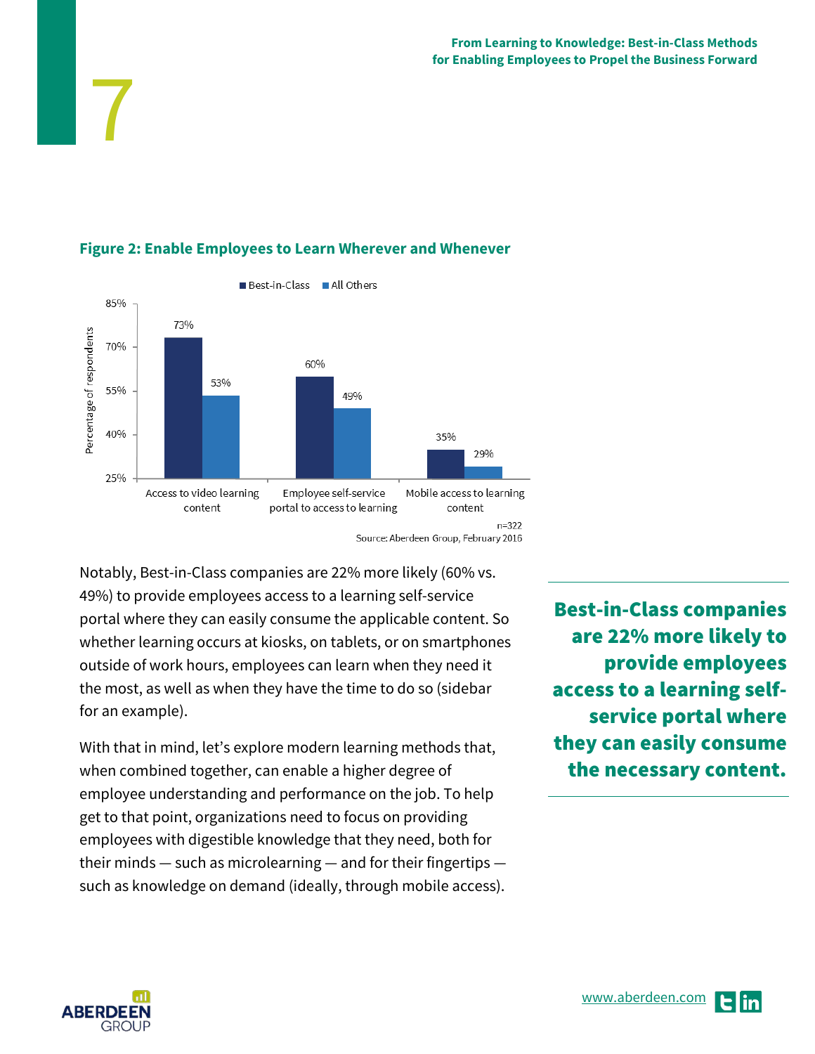**Figure 2: Enable Employees to Learn Wherever and Whenever**

| | Best-in-Class | All Others |
|---|---|---|
| Access to video learning content | 73% | 53% |
| Employee self-service portal to access to learning | 60% | 49% |
| Mobile access to learning content | 35% | 29% |

n=322

Source: Aberdeen Group, February 2016

Notably, Best-in-Class companies are 22% more likely (60% vs. 49%) to provide employees access to a learning self-service portal where they can easily consume the applicable content. So whether learning occurs at kiosks, on tablets, or on smartphones outside of work hours, employees can learn when they need it the most, as well as when they have the time to do so (sidebar for an example).

**Best-in-Class companies are 22% more likely to provide employees access to a learning self-service portal where they can easily consume the necessary content.**

With that in mind, let's explore modern learning methods that, when combined together, can enable a higher degree of employee understanding and performance on the job. To help get to that point, organizations need to focus on providing employees with digestible knowledge that they need, both for their minds — such as microlearning — and for their fingertips — such as knowledge on demand (ideally, through mobile access).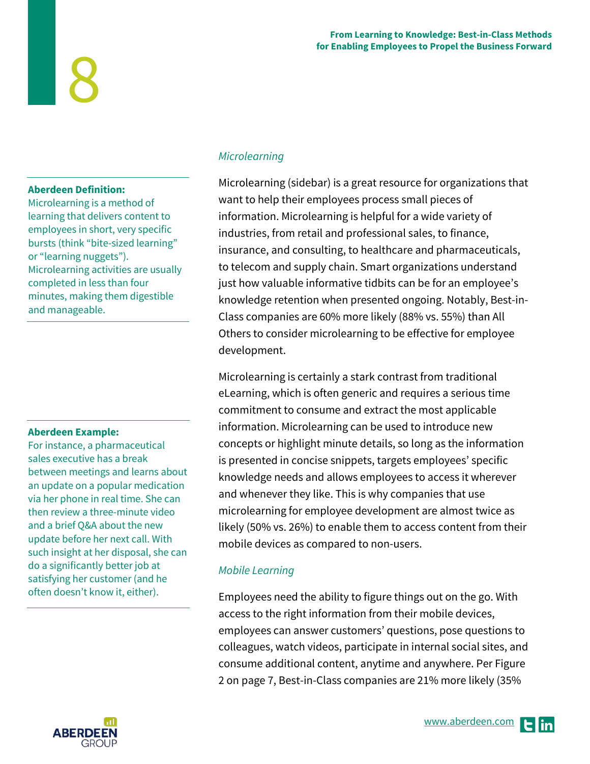**Aberdeen Definition:**
Microlearning is a method of learning that delivers content to employees in short, very specific bursts (think "bite-sized learning" or "learning nuggets"). Microlearning activities are usually completed in less than four minutes, making them digestible and manageable.

*Microlearning*

Microlearning (sidebar) is a great resource for organizations that want to help their employees process small pieces of information. Microlearning is helpful for a wide variety of industries, from retail and professional sales, to finance, insurance, and consulting, to healthcare and pharmaceuticals, to telecom and supply chain. Smart organizations understand just how valuable informative tidbits can be for an employee's knowledge retention when presented ongoing. Notably, Best-in-Class companies are 60% more likely (88% vs. 55%) than All Others to consider microlearning to be effective for employee development.

Microlearning is certainly a stark contrast from traditional eLearning, which is often generic and requires a serious time commitment to consume and extract the most applicable information. Microlearning can be used to introduce new concepts or highlight minute details, so long as the information is presented in concise snippets, targets employees' specific knowledge needs and allows employees to access it wherever and whenever they like. This is why companies that use microlearning for employee development are almost twice as likely (50% vs. 26%) to enable them to access content from their mobile devices as compared to non-users.

**Aberdeen Example:**
For instance, a pharmaceutical sales executive has a break between meetings and learns about an update on a popular medication via her phone in real time. She can then review a three-minute video and a brief Q&A about the new update before her next call. With such insight at her disposal, she can do a significantly better job at satisfying her customer (and he often doesn't know it, either).

*Mobile Learning*

Employees need the ability to figure things out on the go. With access to the right information from their mobile devices, employees can answer customers' questions, pose questions to colleagues, watch videos, participate in internal social sites, and consume additional content, anytime and anywhere. Per Figure 2 on page 7, Best-in-Class companies are 21% more likely (35%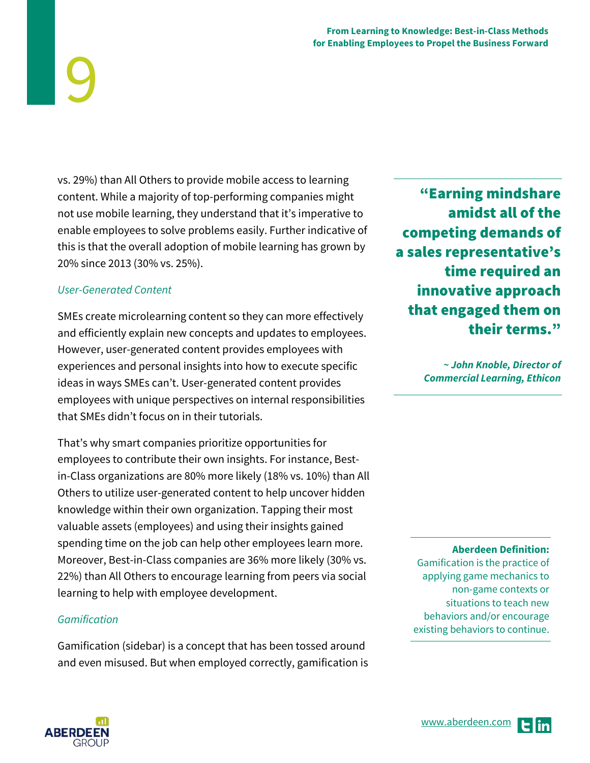vs. 29%) than All Others to provide mobile access to learning content. While a majority of top-performing companies might not use mobile learning, they understand that it's imperative to enable employees to solve problems easily. Further indicative of this is that the overall adoption of mobile learning has grown by 20% since 2013 (30% vs. 25%).

> **"Earning mindshare amidst all of the competing demands of a sales representative's time required an innovative approach that engaged them on their terms."**
>
> ***~ John Knoble, Director of Commercial Learning, Ethicon***

*User-Generated Content*

SMEs create microlearning content so they can more effectively and efficiently explain new concepts and updates to employees. However, user-generated content provides employees with experiences and personal insights into how to execute specific ideas in ways SMEs can't. User-generated content provides employees with unique perspectives on internal responsibilities that SMEs didn't focus on in their tutorials.

That's why smart companies prioritize opportunities for employees to contribute their own insights. For instance, Best-in-Class organizations are 80% more likely (18% vs. 10%) than All Others to utilize user-generated content to help uncover hidden knowledge within their own organization. Tapping their most valuable assets (employees) and using their insights gained spending time on the job can help other employees learn more. Moreover, Best-in-Class companies are 36% more likely (30% vs. 22%) than All Others to encourage learning from peers via social learning to help with employee development.

> **Aberdeen Definition:**
> Gamification is the practice of applying game mechanics to non-game contexts or situations to teach new behaviors and/or encourage existing behaviors to continue.

*Gamification*

Gamification (sidebar) is a concept that has been tossed around and even misused. But when employed correctly, gamification is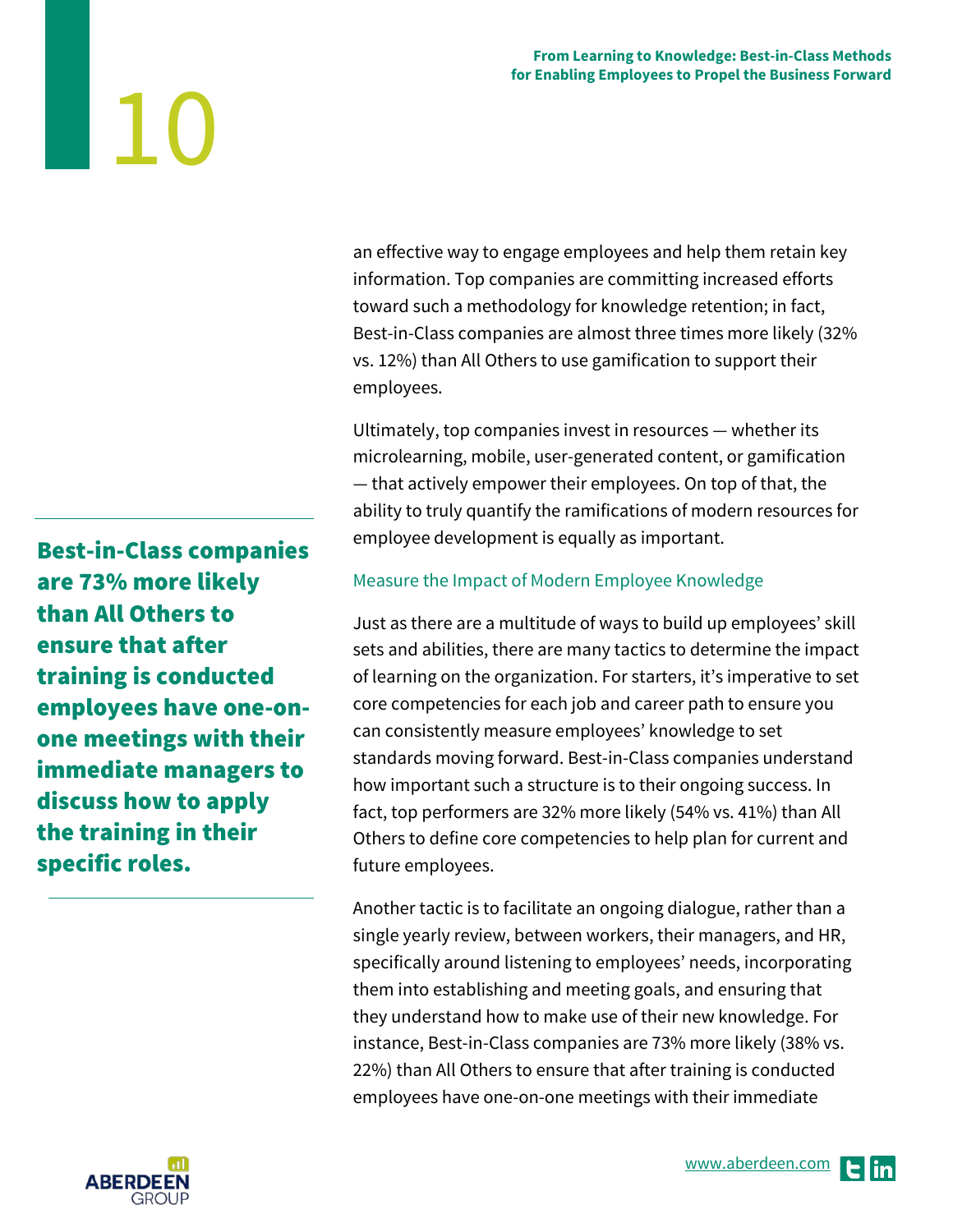an effective way to engage employees and help them retain key information. Top companies are committing increased efforts toward such a methodology for knowledge retention; in fact, Best-in-Class companies are almost three times more likely (32% vs. 12%) than All Others to use gamification to support their employees.

Ultimately, top companies invest in resources — whether its microlearning, mobile, user-generated content, or gamification — that actively empower their employees. On top of that, the ability to truly quantify the ramifications of modern resources for employee development is equally as important.

**Best-in-Class companies are 73% more likely than All Others to ensure that after training is conducted employees have one-on-one meetings with their immediate managers to discuss how to apply the training in their specific roles.**

### Measure the Impact of Modern Employee Knowledge

Just as there are a multitude of ways to build up employees' skill sets and abilities, there are many tactics to determine the impact of learning on the organization. For starters, it's imperative to set core competencies for each job and career path to ensure you can consistently measure employees' knowledge to set standards moving forward. Best-in-Class companies understand how important such a structure is to their ongoing success. In fact, top performers are 32% more likely (54% vs. 41%) than All Others to define core competencies to help plan for current and future employees.

Another tactic is to facilitate an ongoing dialogue, rather than a single yearly review, between workers, their managers, and HR, specifically around listening to employees' needs, incorporating them into establishing and meeting goals, and ensuring that they understand how to make use of their new knowledge. For instance, Best-in-Class companies are 73% more likely (38% vs. 22%) than All Others to ensure that after training is conducted employees have one-on-one meetings with their immediate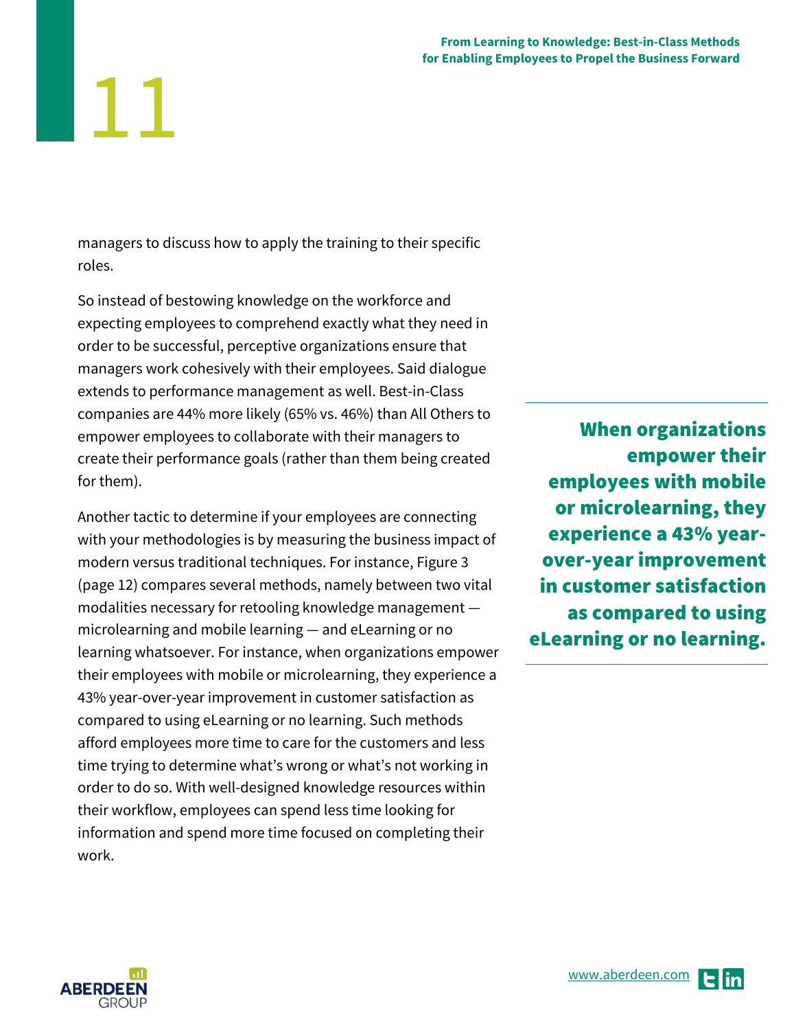managers to discuss how to apply the training to their specific roles.

So instead of bestowing knowledge on the workforce and expecting employees to comprehend exactly what they need in order to be successful, perceptive organizations ensure that managers work cohesively with their employees. Said dialogue extends to performance management as well. Best-in-Class companies are 44% more likely (65% vs. 46%) than All Others to empower employees to collaborate with their managers to create their performance goals (rather than them being created for them).

Another tactic to determine if your employees are connecting with your methodologies is by measuring the business impact of modern versus traditional techniques. For instance, Figure 3 (page 12) compares several methods, namely between two vital modalities necessary for retooling knowledge management — microlearning and mobile learning — and eLearning or no learning whatsoever. For instance, when organizations empower their employees with mobile or microlearning, they experience a 43% year-over-year improvement in customer satisfaction as compared to using eLearning or no learning. Such methods afford employees more time to care for the customers and less time trying to determine what's wrong or what's not working in order to do so. With well-designed knowledge resources within their workflow, employees can spend less time looking for information and spend more time focused on completing their work.

**When organizations empower their employees with mobile or microlearning, they experience a 43% year-over-year improvement in customer satisfaction as compared to using eLearning or no learning.**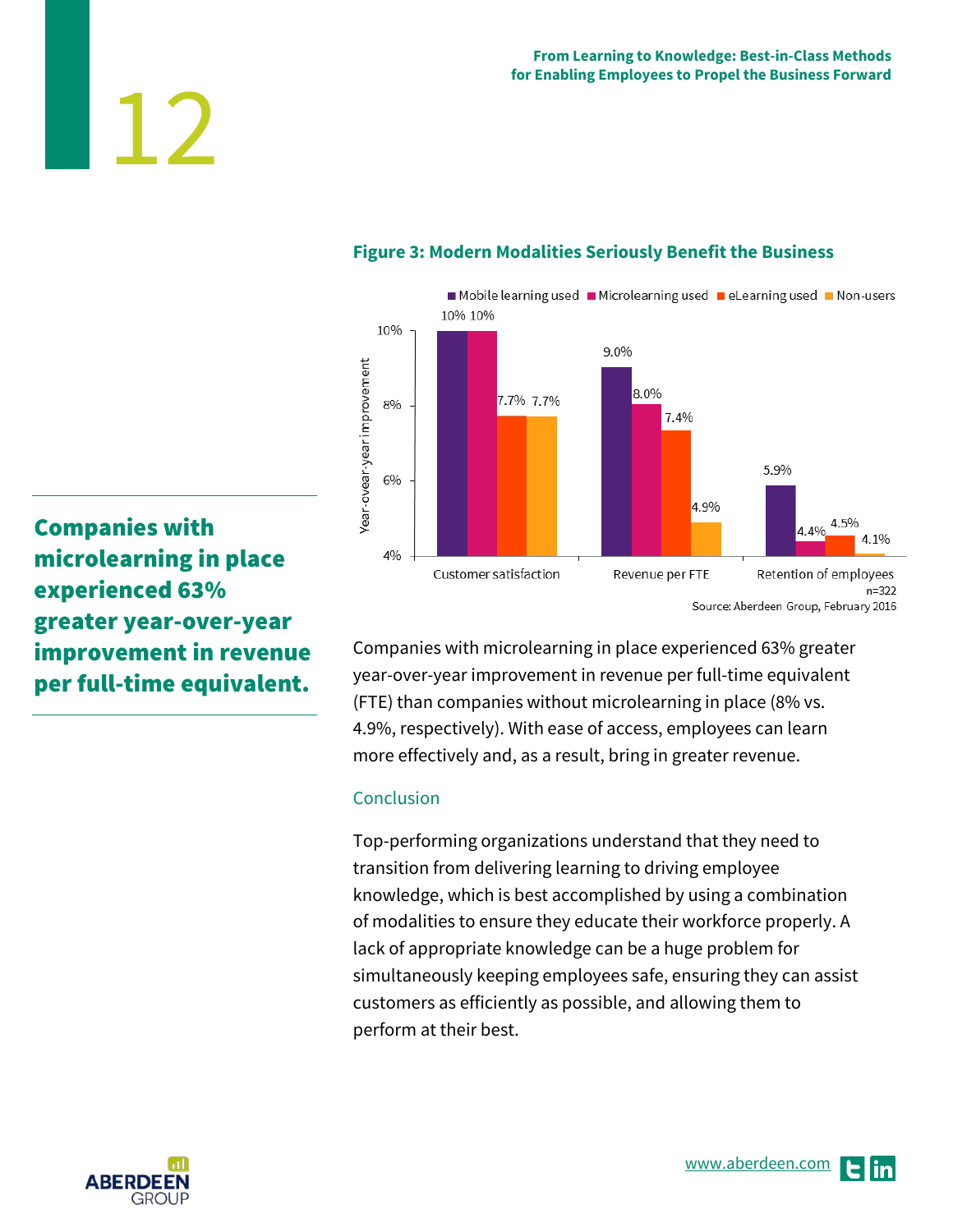**Figure 3: Modern Modalities Seriously Benefit the Business**

| | Mobile learning used | Microlearning used | eLearning used | Non-users |
|---|---|---|---|---|
| Customer satisfaction | 10% | 10% | 7.7% | 7.7% |
| Revenue per FTE | 9.0% | 8.0% | 7.4% | 4.9% |
| Retention of employees | 5.9% | 4.4% | 4.5% | 4.1% |

Year-over-year improvement

n=322

Source: Aberdeen Group, February 2016

**Companies with microlearning in place experienced 63% greater year-over-year improvement in revenue per full-time equivalent.**

Companies with microlearning in place experienced 63% greater year-over-year improvement in revenue per full-time equivalent (FTE) than companies without microlearning in place (8% vs. 4.9%, respectively). With ease of access, employees can learn more effectively and, as a result, bring in greater revenue.

## Conclusion

Top-performing organizations understand that they need to transition from delivering learning to driving employee knowledge, which is best accomplished by using a combination of modalities to ensure they educate their workforce properly. A lack of appropriate knowledge can be a huge problem for simultaneously keeping employees safe, ensuring they can assist customers as efficiently as possible, and allowing them to perform at their best.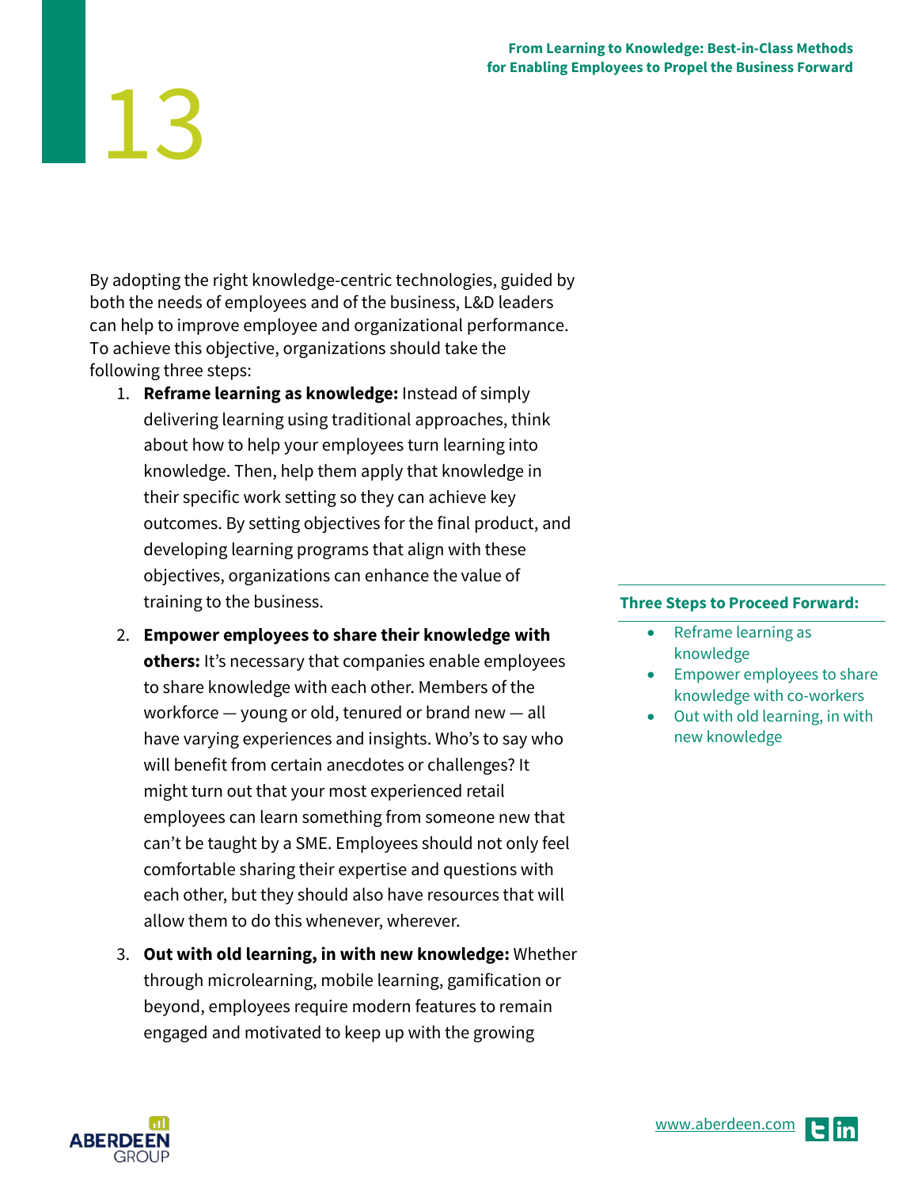By adopting the right knowledge-centric technologies, guided by both the needs of employees and of the business, L&D leaders can help to improve employee and organizational performance. To achieve this objective, organizations should take the following three steps:

1. **Reframe learning as knowledge:** Instead of simply delivering learning using traditional approaches, think about how to help your employees turn learning into knowledge. Then, help them apply that knowledge in their specific work setting so they can achieve key outcomes. By setting objectives for the final product, and developing learning programs that align with these objectives, organizations can enhance the value of training to the business.

2. **Empower employees to share their knowledge with others:** It's necessary that companies enable employees to share knowledge with each other. Members of the workforce — young or old, tenured or brand new — all have varying experiences and insights. Who's to say who will benefit from certain anecdotes or challenges? It might turn out that your most experienced retail employees can learn something from someone new that can't be taught by a SME. Employees should not only feel comfortable sharing their expertise and questions with each other, but they should also have resources that will allow them to do this whenever, wherever.

3. **Out with old learning, in with new knowledge:** Whether through microlearning, mobile learning, gamification or beyond, employees require modern features to remain engaged and motivated to keep up with the growing

**Three Steps to Proceed Forward:**

- Reframe learning as knowledge
- Empower employees to share knowledge with co-workers
- Out with old learning, in with new knowledge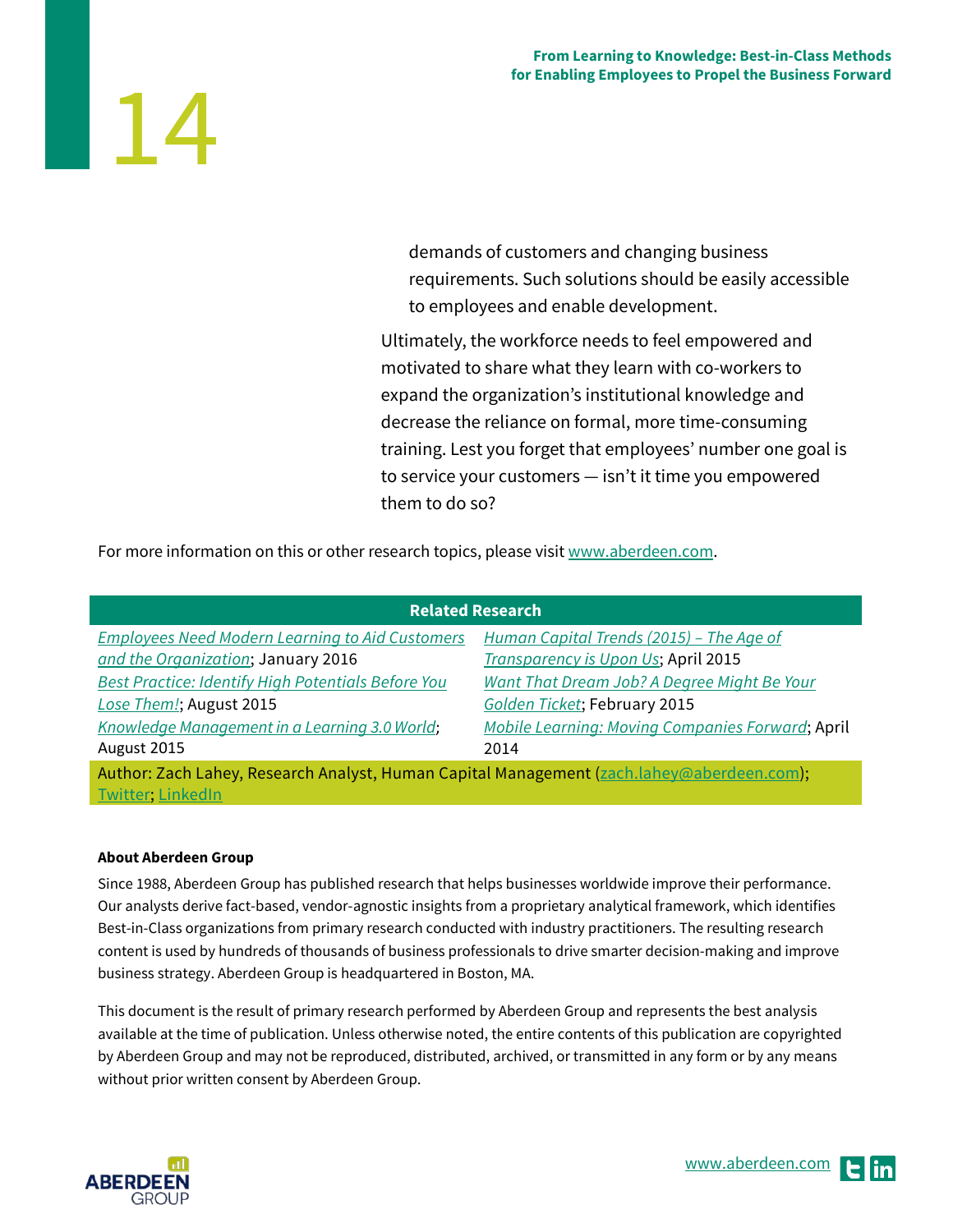demands of customers and changing business requirements. Such solutions should be easily accessible to employees and enable development.

Ultimately, the workforce needs to feel empowered and motivated to share what they learn with co-workers to expand the organization's institutional knowledge and decrease the reliance on formal, more time-consuming training. Lest you forget that employees' number one goal is to service your customers — isn't it time you empowered them to do so?

For more information on this or other research topics, please visit www.aberdeen.com.

| Related Research | |
|---|---|
| *Employees Need Modern Learning to Aid Customers and the Organization*; January 2016 | *Human Capital Trends (2015) – The Age of Transparency is Upon Us*; April 2015 |
| *Best Practice: Identify High Potentials Before You Lose Them!*; August 2015 | *Want That Dream Job? A Degree Might Be Your Golden Ticket*; February 2015 |
| *Knowledge Management in a Learning 3.0 World*; August 2015 | *Mobile Learning: Moving Companies Forward*; April 2014 |

Author: Zach Lahey, Research Analyst, Human Capital Management (zach.lahey@aberdeen.com); Twitter; LinkedIn

**About Aberdeen Group**

Since 1988, Aberdeen Group has published research that helps businesses worldwide improve their performance. Our analysts derive fact-based, vendor-agnostic insights from a proprietary analytical framework, which identifies Best-in-Class organizations from primary research conducted with industry practitioners. The resulting research content is used by hundreds of thousands of business professionals to drive smarter decision-making and improve business strategy. Aberdeen Group is headquartered in Boston, MA.

This document is the result of primary research performed by Aberdeen Group and represents the best analysis available at the time of publication. Unless otherwise noted, the entire contents of this publication are copyrighted by Aberdeen Group and may not be reproduced, distributed, archived, or transmitted in any form or by any means without prior written consent by Aberdeen Group.